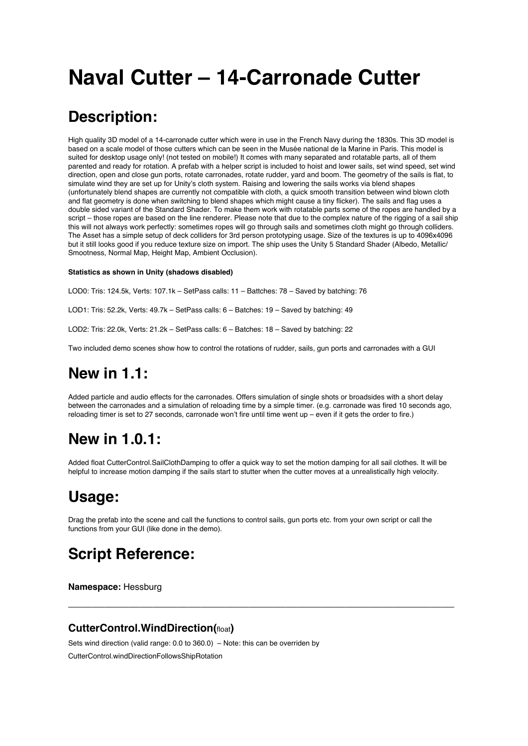# Naval Cutter – 14-Carronade Cutter

## Description:

High quality 3D model of a 14-carronade cutter which were in use in the French Navy during the 1830s. This 3D model is based on a scale model of those cutters which can be seen in the Musée national de la Marine in Paris. This model is suited for desktop usage only! (not tested on mobile!) It comes with many separated and rotatable parts, all of them parented and ready for rotation. A prefab with a helper script is included to hoist and lower sails, set wind speed, set wind direction, open and close gun ports, rotate carronades, rotate rudder, yard and boom. The geometry of the sails is flat, to simulate wind they are set up for Unity's cloth system. Raising and lowering the sails works via blend shapes (unfortunately blend shapes are currently not compatible with cloth, a quick smooth transition between wind blown cloth and flat geometry is done when switching to blend shapes which might cause a tiny flicker). The sails and flag uses a double sided variant of the Standard Shader. To make them work with rotatable parts some of the ropes are handled by a script – those ropes are based on the line renderer. Please note that due to the complex nature of the rigging of a sail ship this will not always work perfectly: sometimes ropes will go through sails and sometimes cloth might go through colliders. The Asset has a simple setup of deck colliders for 3rd person prototyping usage. Size of the textures is up to 4096x4096 but it still looks good if you reduce texture size on import. The ship uses the Unity 5 Standard Shader (Albedo, Metallic/ Smootness, Normal Map, Height Map, Ambient Occlusion).

**Statistics as shown in Unity (shadows disabled)**

LOD0: Tris: 124.5k, Verts: 107.1k – SetPass calls: 11 – Battches: 78 – Saved by batching: 76

LOD1: Tris: 52.2k, Verts: 49.7k – SetPass calls: 6 – Batches: 19 – Saved by batching: 49

LOD2: Tris: 22.0k, Verts: 21.2k – SetPass calls: 6 – Batches: 18 – Saved by batching: 22

Two included demo scenes show how to control the rotations of rudder, sails, gun ports and carronades with a GUI

## New in 1.1:

Added particle and audio effects for the carronades. Offers simulation of single shots or broadsides with a short delay between the carronades and a simulation of reloading time by a simple timer. (e.g. carronade was fired 10 seconds ago, reloading timer is set to 27 seconds, carronade won't fire until time went up – even if it gets the order to fire.)

## New in 1.0.1:

Added float CutterControl.SailClothDamping to offer a quick way to set the motion damping for all sail clothes. It will be helpful to increase motion damping if the sails start to stutter when the cutter moves at a unrealistically high velocity.

## Usage:

Drag the prefab into the scene and call the functions to control sails, gun ports etc. from your own script or call the functions from your GUI (like done in the demo).

## Script Reference:

**Namespace:** Hessburg

---

### CutterControl.WindDirection(float)

Sets wind direction (valid range: 0.0 to 360.0) – Note: this can be overriden by CutterControl.windDirectionFollowsShipRotation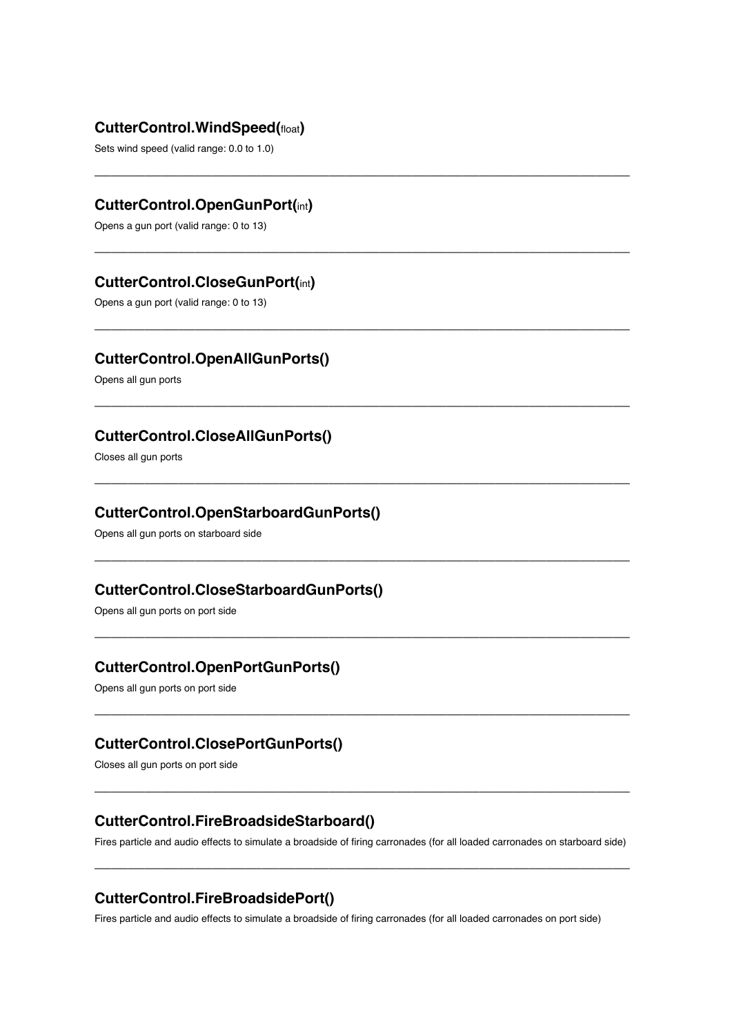### CutterControl.WindSpeed(float)

Sets wind speed (valid range: 0.0 to 1.0)

---

### CutterControl.OpenGunPort(int)

Opens a gun port (valid range: 0 to 13)

---

### CutterControl.CloseGunPort(int)

Opens a gun port (valid range: 0 to 13)

---

### CutterControl.OpenAllGunPorts()

Opens all gun ports

---

### CutterControl.CloseAllGunPorts()

Closes all gun ports

---

### CutterControl.OpenStarboardGunPorts()

Opens all gun ports on starboard side

---

### CutterControl.CloseStarboardGunPorts()

Opens all gun ports on port side

---

### CutterControl.OpenPortGunPorts()

Opens all gun ports on port side

---

### CutterControl.ClosePortGunPorts()

Closes all gun ports on port side

---

### CutterControl.FireBroadsideStarboard()

Fires particle and audio effects to simulate a broadside of firing carronades (for all loaded carronades on starboard side)

---

### CutterControl.FireBroadsidePort()

Fires particle and audio effects to simulate a broadside of firing carronades (for all loaded carronades on port side)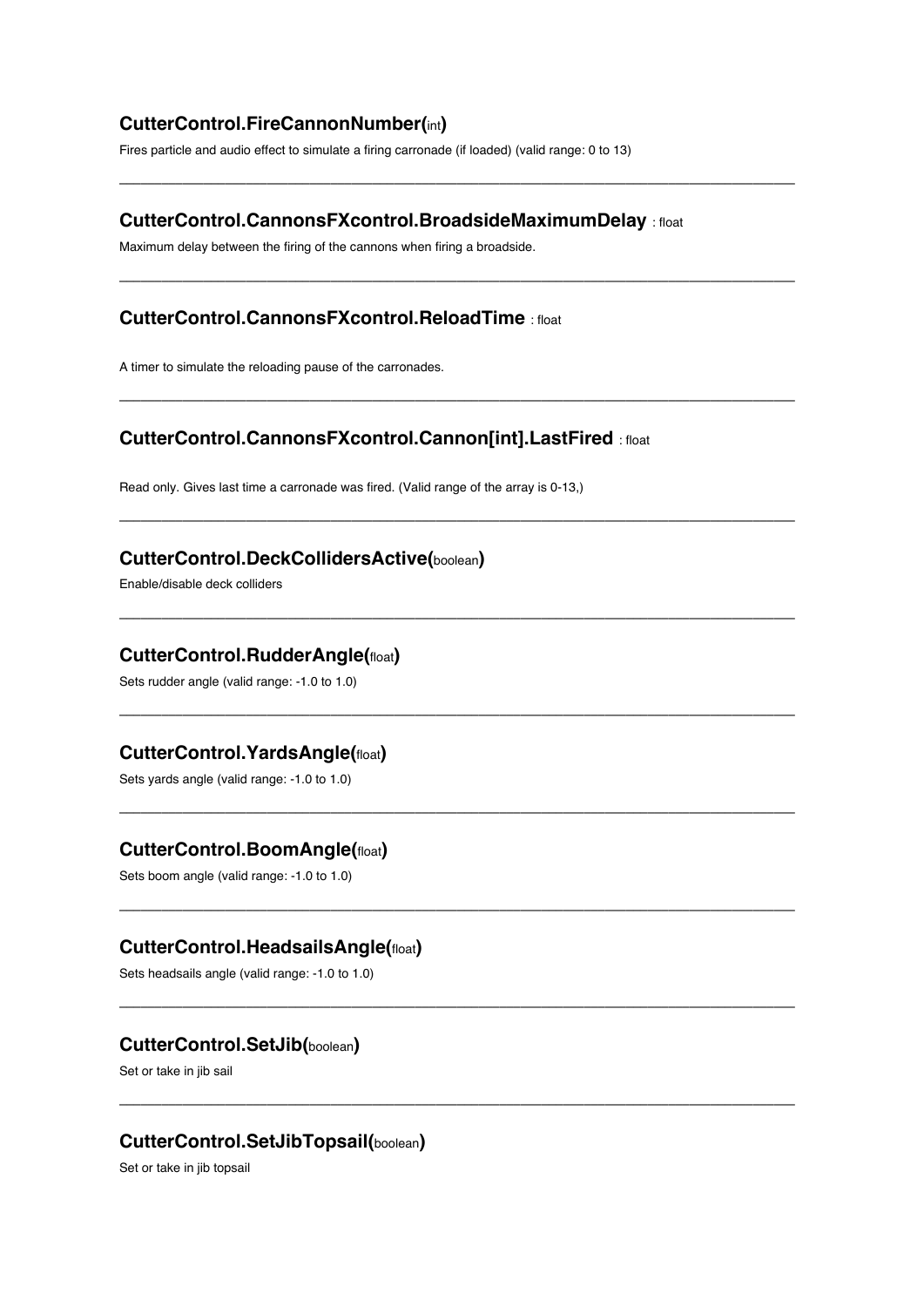### CutterControl.FireCannonNumber(int)

Fires particle and audio effect to simulate a firing carronade (if loaded) (valid range: 0 to 13)

---

### CutterControl.CannonsFXcontrol.BroadsideMaximumDelay : float

Maximum delay between the firing of the cannons when firing a broadside.

---

### CutterControl.CannonsFXcontrol.ReloadTime : float

A timer to simulate the reloading pause of the carronades.

---

### CutterControl.CannonsFXcontrol.Cannon[int].LastFired : float

Read only. Gives last time a carronade was fired. (Valid range of the array is 0-13,)

---

### CutterControl.DeckCollidersActive(boolean)

Enable/disable deck colliders

---

### CutterControl.RudderAngle(float)

Sets rudder angle (valid range: -1.0 to 1.0)

---

### CutterControl.YardsAngle(float)

Sets yards angle (valid range: -1.0 to 1.0)

---

### CutterControl.BoomAngle(float)

Sets boom angle (valid range: -1.0 to 1.0)

---

### CutterControl.HeadsailsAngle(float)

Sets headsails angle (valid range: -1.0 to 1.0)

---

### CutterControl.SetJib(boolean)

Set or take in jib sail

---

### CutterControl.SetJibTopsail(boolean)

Set or take in jib topsail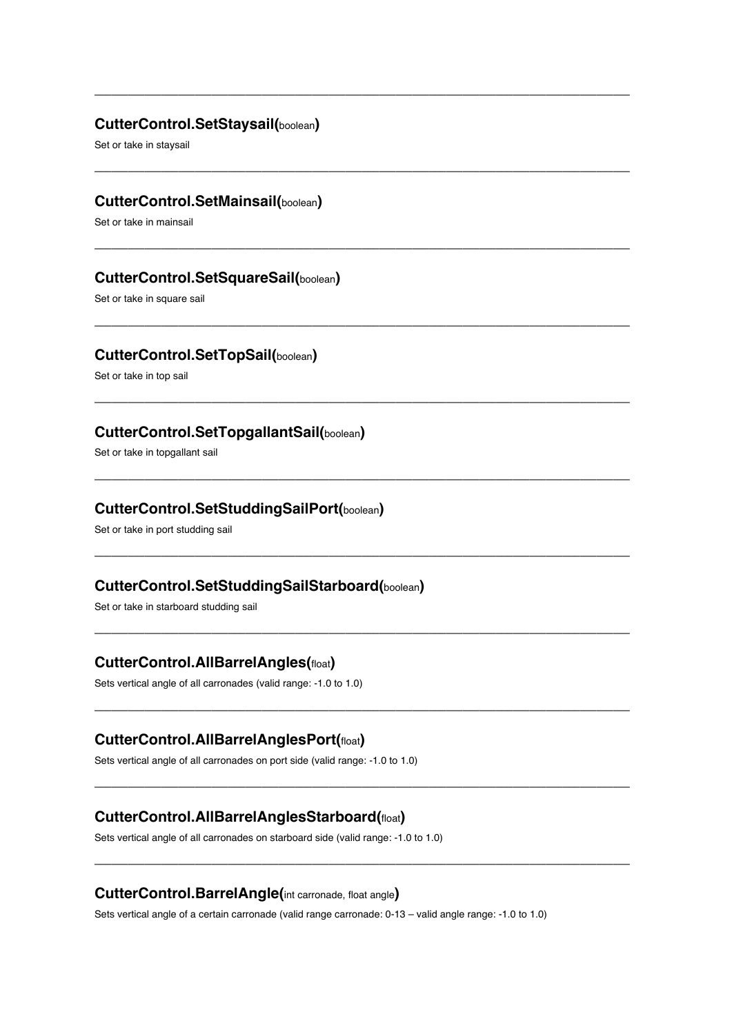---

### **CutterControl.SetStaysail(**boolean**)**

Set or take in staysail

---

### **CutterControl.SetMainsail(**boolean**)**

Set or take in mainsail

---

### **CutterControl.SetSquareSail(**boolean**)**

Set or take in square sail

---

### **CutterControl.SetTopSail(**boolean**)**

Set or take in top sail

---

### **CutterControl.SetTopgallantSail(**boolean**)**

Set or take in topgallant sail

---

### **CutterControl.SetStuddingSailPort(**boolean**)**

Set or take in port studding sail

---

### **CutterControl.SetStuddingSailStarboard(**boolean**)**

Set or take in starboard studding sail

---

### **CutterControl.AllBarrelAngles(**float**)**

Sets vertical angle of all carronades (valid range: -1.0 to 1.0)

---

### **CutterControl.AllBarrelAnglesPort(**float**)**

Sets vertical angle of all carronades on port side (valid range: -1.0 to 1.0)

---

### **CutterControl.AllBarrelAnglesStarboard(**float**)**

Sets vertical angle of all carronades on starboard side (valid range: -1.0 to 1.0)

---

### **CutterControl.BarrelAngle(**int carronade, float angle**)**

Sets vertical angle of a certain carronade (valid range carronade: 0-13 – valid angle range: -1.0 to 1.0)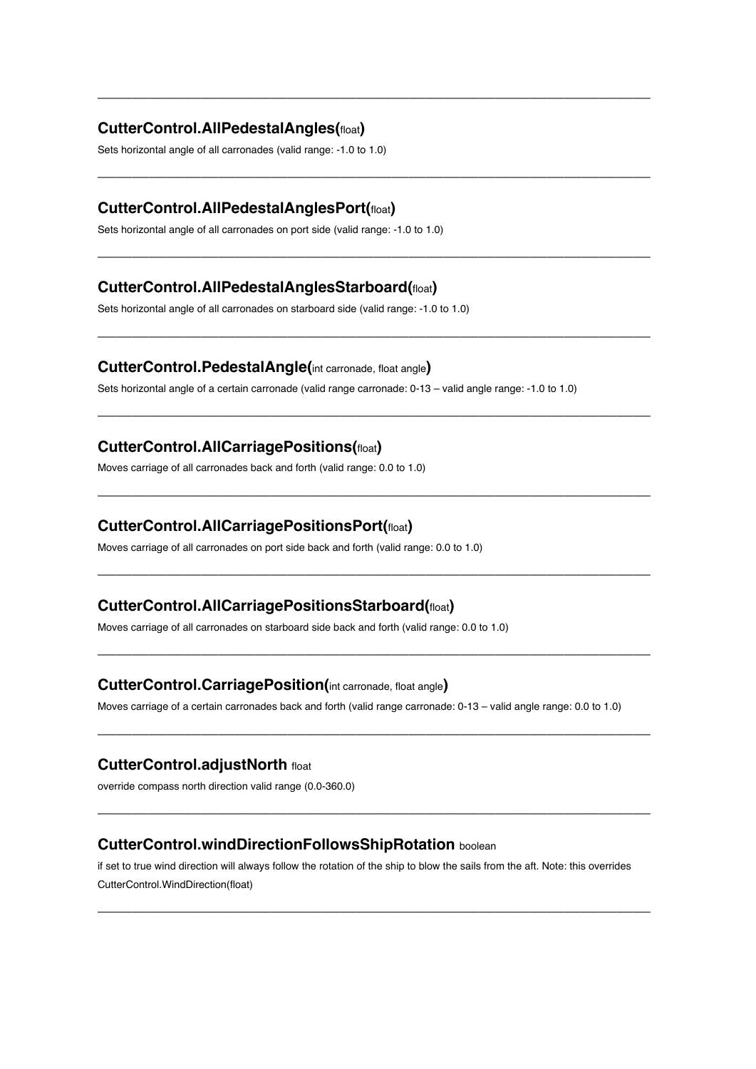---

### **CutterControl.AllPedestalAngles(**float**)**

Sets horizontal angle of all carronades (valid range: -1.0 to 1.0)

---

### **CutterControl.AllPedestalAnglesPort(**float**)**

Sets horizontal angle of all carronades on port side (valid range: -1.0 to 1.0)

---

### **CutterControl.AllPedestalAnglesStarboard(**float**)**

Sets horizontal angle of all carronades on starboard side (valid range: -1.0 to 1.0)

---

### **CutterControl.PedestalAngle(**int carronade, float angle**)**

Sets horizontal angle of a certain carronade (valid range carronade: 0-13 – valid angle range: -1.0 to 1.0)

---

### **CutterControl.AllCarriagePositions(**float**)**

Moves carriage of all carronades back and forth (valid range: 0.0 to 1.0)

---

### **CutterControl.AllCarriagePositionsPort(**float**)**

Moves carriage of all carronades on port side back and forth (valid range: 0.0 to 1.0)

---

### **CutterControl.AllCarriagePositionsStarboard(**float**)**

Moves carriage of all carronades on starboard side back and forth (valid range: 0.0 to 1.0)

---

### **CutterControl.CarriagePosition(**int carronade, float angle**)**

Moves carriage of a certain carronades back and forth (valid range carronade: 0-13 – valid angle range: 0.0 to 1.0)

---

### **CutterControl.adjustNorth** float

override compass north direction valid range (0.0-360.0)

---

### **CutterControl.windDirectionFollowsShipRotation** boolean

if set to true wind direction will always follow the rotation of the ship to blow the sails from the aft. Note: this overrides CutterControl.WindDirection(float)

---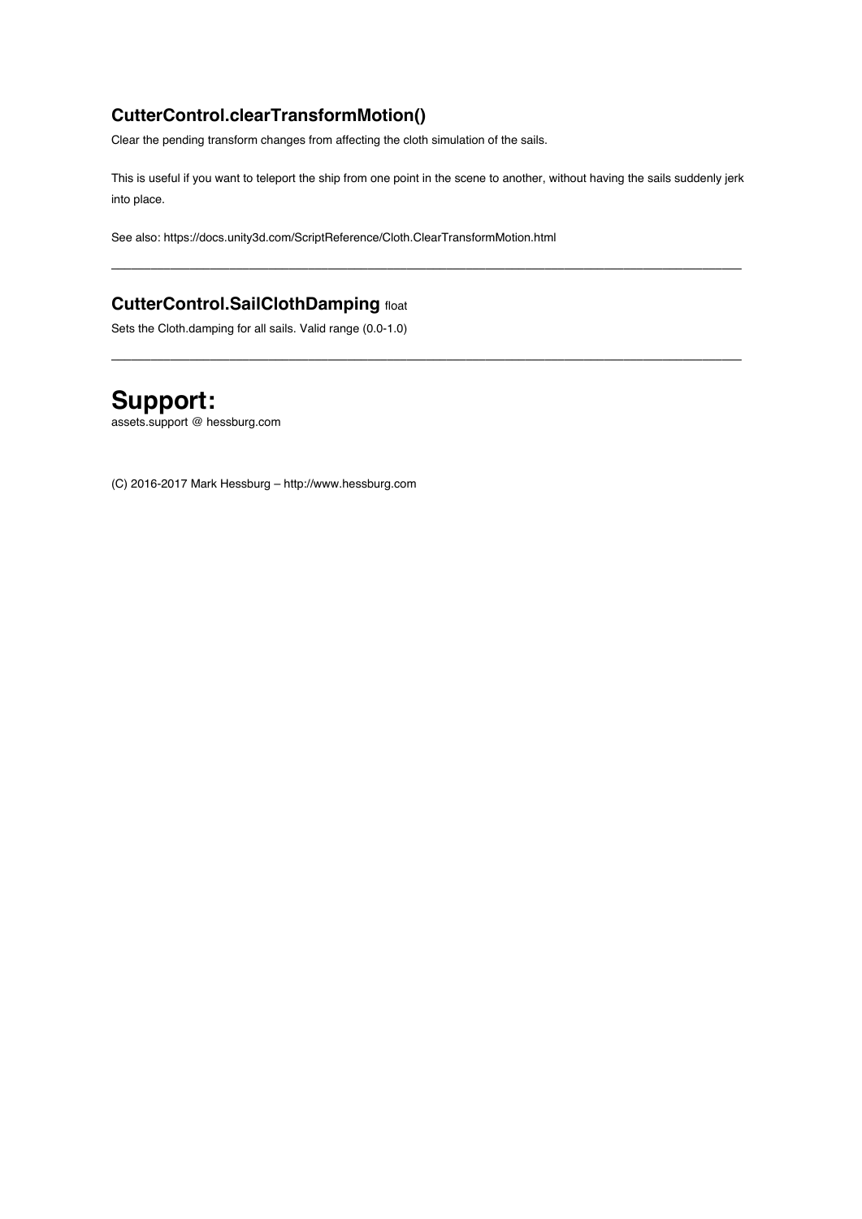### CutterControl.clearTransformMotion()

Clear the pending transform changes from affecting the cloth simulation of the sails.

This is useful if you want to teleport the ship from one point in the scene to another, without having the sails suddenly jerk into place.

See also: https://docs.unity3d.com/ScriptReference/Cloth.ClearTransformMotion.html

---

### CutterControl.SailClothDamping float

Sets the Cloth.damping for all sails. Valid range (0.0-1.0)

---

# Support:

assets.support @ hessburg.com

(C) 2016-2017 Mark Hessburg – http://www.hessburg.com